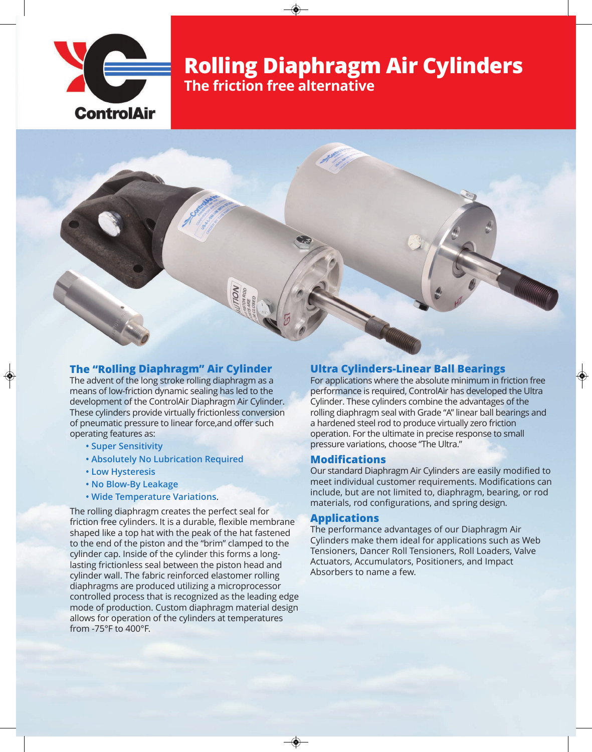ControlAir

# Rolling Diaphragm Air Cylinders

## The friction free alternative

## The "Rolling Diaphragm" Air Cylinder

The advent of the long stroke rolling diaphragm as a means of low-friction dynamic sealing has led to the development of the ControlAir Diaphragm Air Cylinder. These cylinders provide virtually frictionless conversion of pneumatic pressure to linear force,and offer such operating features as:

- Super Sensitivity
- Absolutely No Lubrication Required
- Low Hysteresis
- No Blow-By Leakage
- Wide Temperature Variations.

The rolling diaphragm creates the perfect seal for friction free cylinders. It is a durable, flexible membrane shaped like a top hat with the peak of the hat fastened to the end of the piston and the "brim" clamped to the cylinder cap. Inside of the cylinder this forms a long-lasting frictionless seal between the piston head and cylinder wall. The fabric reinforced elastomer rolling diaphragms are produced utilizing a microprocessor controlled process that is recognized as the leading edge mode of production. Custom diaphragm material design allows for operation of the cylinders at temperatures from -75°F to 400°F.

## Ultra Cylinders-Linear Ball Bearings

For applications where the absolute minimum in friction free performance is required, ControlAir has developed the Ultra Cylinder. These cylinders combine the advantages of the rolling diaphragm seal with Grade "A" linear ball bearings and a hardened steel rod to produce virtually zero friction operation. For the ultimate in precise response to small pressure variations, choose "The Ultra."

## Modifications

Our standard Diaphragm Air Cylinders are easily modified to meet individual customer requirements. Modifications can include, but are not limited to, diaphragm, bearing, or rod materials, rod configurations, and spring design.

## Applications

The performance advantages of our Diaphragm Air Cylinders make them ideal for applications such as Web Tensioners, Dancer Roll Tensioners, Roll Loaders, Valve Actuators, Accumulators, Positioners, and Impact Absorbers to name a few.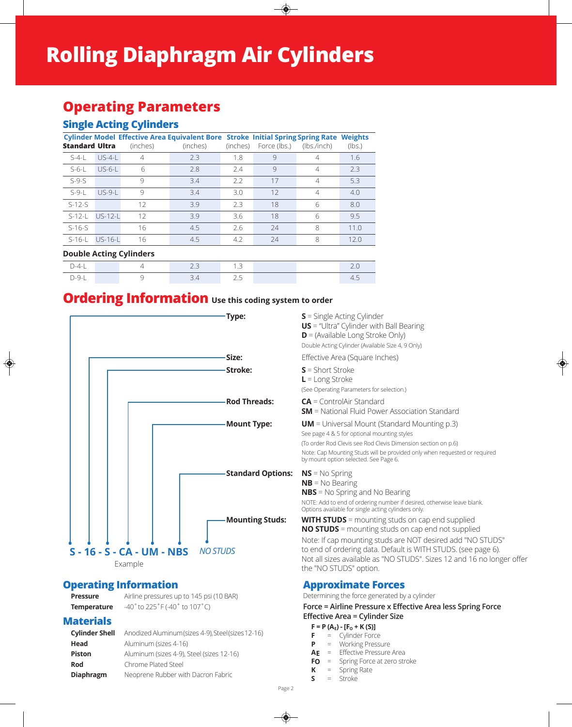# Rolling Diaphragm Air Cylinders

## Operating Parameters

### Single Acting Cylinders

| Cylinder Model Standard | Ultra | Effective Area (inches) | Equivalent Bore (inches) | Stroke (inches) | Initial Spring Force (lbs.) | Spring Rate (lbs./inch) | Weights (lbs.) |
|---|---|---|---|---|---|---|---|
| S-4-L | US-4-L | 4 | 2.3 | 1.8 | 9 | 4 | 1.6 |
| S-6-L | US-6-L | 6 | 2.8 | 2.4 | 9 | 4 | 2.3 |
| S-9-S | | 9 | 3.4 | 2.2 | 17 | 4 | 5.3 |
| S-9-L | US-9-L | 9 | 3.4 | 3.0 | 12 | 4 | 4.0 |
| S-12-S | | 12 | 3.9 | 2.3 | 18 | 6 | 8.0 |
| S-12-L | US-12-L | 12 | 3.9 | 3.6 | 18 | 6 | 9.5 |
| S-16-S | | 16 | 4.5 | 2.6 | 24 | 8 | 11.0 |
| S-16-L | US-16-L | 16 | 4.5 | 4.2 | 24 | 8 | 12.0 |
| **Double Acting Cylinders** | | | | | | | |
| D-4-L | | 4 | 2.3 | 1.3 | | | 2.0 |
| D-9-L | | 9 | 3.4 | 2.5 | | | 4.5 |

## Ordering Information

**Use this coding system to order**

**Type:**
- **S** = Single Acting Cylinder
- **US** = "Ultra" Cylinder with Ball Bearing
- **D** = (Available Long Stroke Only)

Double Acting Cylinder (Available Size 4, 9 Only)

**Size:** Effective Area (Square Inches)

**Stroke:**
- **S** = Short Stroke
- **L** = Long Stroke

(See Operating Parameters for selection.)

**Rod Threads:**
- **CA** = ControlAir Standard
- **SM** = National Fluid Power Association Standard

**Mount Type:**
- **UM** = Universal Mount (Standard Mounting p.3)

See page 4 & 5 for optional mounting styles

(To order Rod Clevis see Rod Clevis Dimension section on p.6)

Note: Cap Mounting Studs will be provided only when requested or required by mount option selected. See Page 6.

**Standard Options:**
- **NS** = No Spring
- **NB** = No Bearing
- **NBS** = No Spring and No Bearing

NOTE: Add to end of ordering number if desired, otherwise leave blank. Options available for single acting cylinders only.

**Mounting Studs:**
- **WITH STUDS** = mounting studs on cap end supplied
- **NO STUDS** = mounting studs on cap end not supplied

Note: If cap mounting studs are NOT desired add "NO STUDS" to end of ordering data. Default is WITH STUDS. (see page 6). Not all sizes available as "NO STUDS". Sizes 12 and 16 no longer offer the "NO STUDS" option.

**S - 16 - S - CA - UM - NBS** *NO STUDS*

Example

## Operating Information

**Pressure** Airline pressures up to 145 psi (10 BAR)

**Temperature** -40˚ to 225˚F (-40˚ to 107˚C)

## Materials

| | |
|---|---|
| **Cylinder Shell** | Anodized Aluminum (sizes 4-9), Steel (sizes 12-16) |
| **Head** | Aluminum (sizes 4-16) |
| **Piston** | Aluminum (sizes 4-9), Steel (sizes 12-16) |
| **Rod** | Chrome Plated Steel |
| **Diaphragm** | Neoprene Rubber with Dacron Fabric |

## Approximate Forces

Determining the force generated by a cylinder

**Force = Airline Pressure x Effective Area less Spring Force**

**Effective Area = Cylinder Size**

$$F = P(A_E) - [F_O + K(S)]$$

- **F** = Cylinder Force
- **P** = Working Pressure
- **$A_E$** = Effective Pressure Area
- **$F_O$** = Spring Force at zero stroke
- **K** = Spring Rate
- **S** = Stroke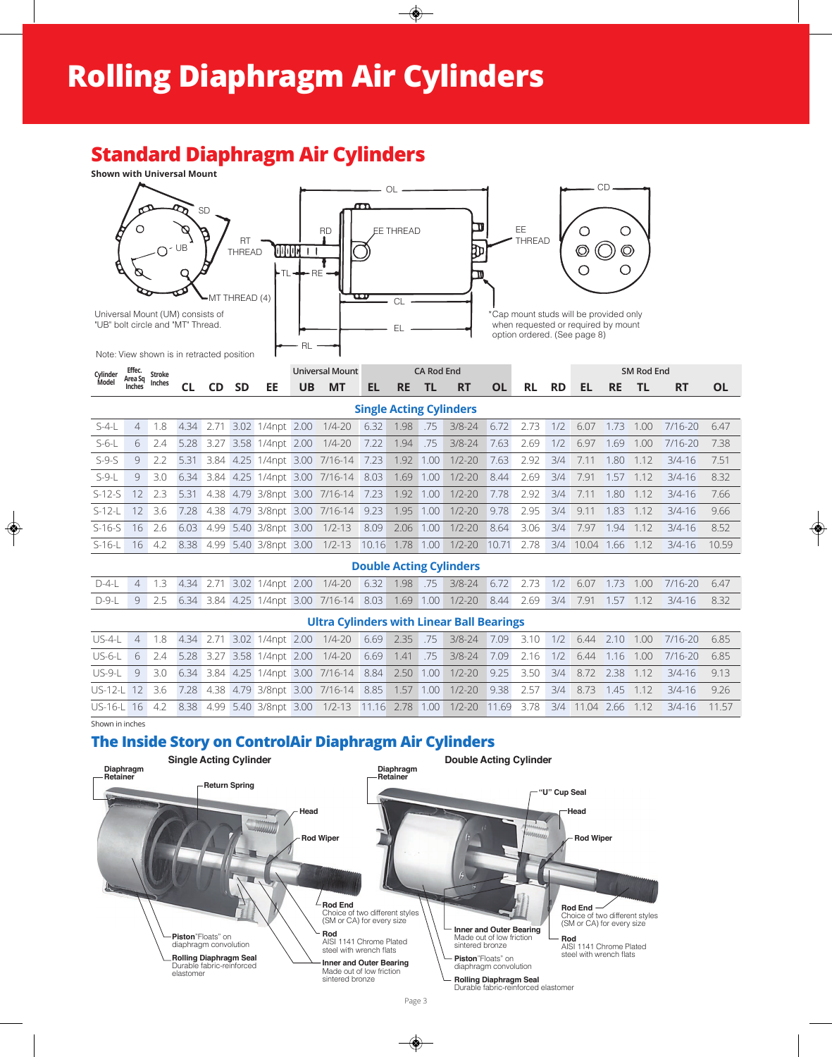# Rolling Diaphragm Air Cylinders

## Standard Diaphragm Air Cylinders

**Shown with Universal Mount**

Universal Mount (UM) consists of "UB" bolt circle and "MT" Thread.

Note: View shown is in retracted position

*Cap mount studs will be provided only when requested or required by mount option ordered. (See page 8)

| Cylinder Model | Effec. Area Sq Inches | Stroke Inches | CL | CD | SD | EE | Universal Mount | | CA Rod End | | | | | RL | RD | SM Rod End | | | | |
|---|---|---|---|---|---|---|---|---|---|---|---|---|---|---|---|---|---|---|---|---|
| | | | | | | | UB | MT | EL | RE | TL | RT | OL | | | EL | RE | TL | RT | OL |
| **Single Acting Cylinders** | | | | | | | | | | | | | | | | | | | | |
| S-4-L | 4 | 1.8 | 4.34 | 2.71 | 3.02 | 1/4npt | 2.00 | 1/4-20 | 6.32 | 1.98 | .75 | 3/8-24 | 6.72 | 2.73 | 1/2 | 6.07 | 1.73 | 1.00 | 7/16-20 | 6.47 |
| S-6-L | 6 | 2.4 | 5.28 | 3.27 | 3.58 | 1/4npt | 2.00 | 1/4-20 | 7.22 | 1.94 | .75 | 3/8-24 | 7.63 | 2.69 | 1/2 | 6.97 | 1.69 | 1.00 | 7/16-20 | 7.38 |
| S-9-S | 9 | 2.2 | 5.31 | 3.84 | 4.25 | 1/4npt | 3.00 | 7/16-14 | 7.23 | 1.92 | 1.00 | 1/2-20 | 7.63 | 2.92 | 3/4 | 7.11 | 1.80 | 1.12 | 3/4-16 | 7.51 |
| S-9-L | 9 | 3.0 | 6.34 | 3.84 | 4.25 | 1/4npt | 3.00 | 7/16-14 | 8.03 | 1.69 | 1.00 | 1/2-20 | 8.44 | 2.69 | 3/4 | 7.91 | 1.57 | 1.12 | 3/4-16 | 8.32 |
| S-12-S | 12 | 2.3 | 5.31 | 4.38 | 4.79 | 3/8npt | 3.00 | 7/16-14 | 7.23 | 1.92 | 1.00 | 1/2-20 | 7.78 | 2.92 | 3/4 | 7.11 | 1.80 | 1.12 | 3/4-16 | 7.66 |
| S-12-L | 12 | 3.6 | 7.28 | 4.38 | 4.79 | 3/8npt | 3.00 | 7/16-14 | 9.23 | 1.95 | 1.00 | 1/2-20 | 9.78 | 2.95 | 3/4 | 9.11 | 1.83 | 1.12 | 3/4-16 | 9.66 |
| S-16-S | 16 | 2.6 | 6.03 | 4.99 | 5.40 | 3/8npt | 3.00 | 1/2-13 | 8.09 | 2.06 | 1.00 | 1/2-20 | 8.64 | 3.06 | 3/4 | 7.97 | 1.94 | 1.12 | 3/4-16 | 8.52 |
| S-16-L | 16 | 4.2 | 8.38 | 4.99 | 5.40 | 3/8npt | 3.00 | 1/2-13 | 10.16 | 1.78 | 1.00 | 1/2-20 | 10.71 | 2.78 | 3/4 | 10.04 | 1.66 | 1.12 | 3/4-16 | 10.59 |
| **Double Acting Cylinders** | | | | | | | | | | | | | | | | | | | | |
| D-4-L | 4 | 1.3 | 4.34 | 2.71 | 3.02 | 1/4npt | 2.00 | 1/4-20 | 6.32 | 1.98 | .75 | 3/8-24 | 6.72 | 2.73 | 1/2 | 6.07 | 1.73 | 1.00 | 7/16-20 | 6.47 |
| D-9-L | 9 | 2.5 | 6.34 | 3.84 | 4.25 | 1/4npt | 3.00 | 7/16-14 | 8.03 | 1.69 | 1.00 | 1/2-20 | 8.44 | 2.69 | 3/4 | 7.91 | 1.57 | 1.12 | 3/4-16 | 8.32 |
| **Ultra Cylinders with Linear Ball Bearings** | | | | | | | | | | | | | | | | | | | | |
| US-4-L | 4 | 1.8 | 4.34 | 2.71 | 3.02 | 1/4npt | 2.00 | 1/4-20 | 6.69 | 2.35 | .75 | 3/8-24 | 7.09 | 3.10 | 1/2 | 6.44 | 2.10 | 1.00 | 7/16-20 | 6.85 |
| US-6-L | 6 | 2.4 | 5.28 | 3.27 | 3.58 | 1/4npt | 2.00 | 1/4-20 | 6.69 | 1.41 | .75 | 3/8-24 | 7.09 | 2.16 | 1/2 | 6.44 | 1.16 | 1.00 | 7/16-20 | 6.85 |
| US-9-L | 9 | 3.0 | 6.34 | 3.84 | 4.25 | 1/4npt | 3.00 | 7/16-14 | 8.84 | 2.50 | 1.00 | 1/2-20 | 9.25 | 3.50 | 3/4 | 8.72 | 2.38 | 1.12 | 3/4-16 | 9.13 |
| US-12-L | 12 | 3.6 | 7.28 | 4.38 | 4.79 | 3/8npt | 3.00 | 7/16-14 | 8.85 | 1.57 | 1.00 | 1/2-20 | 9.38 | 2.57 | 3/4 | 8.73 | 1.45 | 1.12 | 3/4-16 | 9.26 |
| US-16-L | 16 | 4.2 | 8.38 | 4.99 | 5.40 | 3/8npt | 3.00 | 1/2-13 | 11.16 | 2.78 | 1.00 | 1/2-20 | 11.69 | 3.78 | 3/4 | 11.04 | 2.66 | 1.12 | 3/4-16 | 11.57 |

Shown in inches

## The Inside Story on ControlAir Diaphragm Air Cylinders

### Single Acting Cylinder

- **Diaphragm Retainer**
- **Return Spring**
- **Head**
- **Rod Wiper**
- **Rod End** Choice of two different styles (SM or CA) for every size
- **Rod** AISI 1141 Chrome Plated steel with wrench flats
- **Inner and Outer Bearing** Made out of low friction sintered bronze
- **Piston** "Floats" on diaphragm convolution
- **Rolling Diaphragm Seal** Durable fabric-reinforced elastomer

### Double Acting Cylinder

- **Diaphragm Retainer**
- **"U" Cup Seal**
- **Head**
- **Rod Wiper**
- **Rod End** Choice of two different styles (SM or CA) for every size
- **Rod** AISI 1141 Chrome Plated steel with wrench flats
- **Inner and Outer Bearing** Made out of low friction sintered bronze
- **Piston** "Floats" on diaphragm convolution
- **Rolling Diaphragm Seal** Durable fabric-reinforced elastomer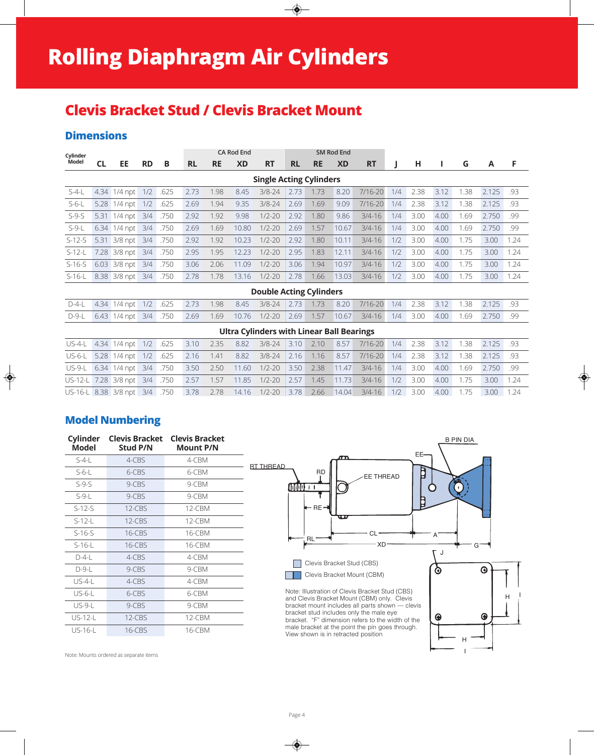# Rolling Diaphragm Air Cylinders

## Clevis Bracket Stud / Clevis Bracket Mount

### Dimensions

| Cylinder Model | CL | EE | RD | B | CA Rod End | | | | SM Rod End | | | | J | H | I | G | A | F |
|---|---|---|---|---|---|---|---|---|---|---|---|---|---|---|---|---|---|---|
| | | | | | RL | RE | XD | RT | RL | RE | XD | RT | | | | | | |
| **Single Acting Cylinders** | | | | | | | | | | | | | | | | | | |
| S-4-L | 4.34 | 1/4 npt | 1/2 | .625 | 2.73 | 1.98 | 8.45 | 3/8-24 | 2.73 | 1.73 | 8.20 | 7/16-20 | 1/4 | 2.38 | 3.12 | 1.38 | 2.125 | .93 |
| S-6-L | 5.28 | 1/4 npt | 1/2 | .625 | 2.69 | 1.94 | 9.35 | 3/8-24 | 2.69 | 1.69 | 9.09 | 7/16-20 | 1/4 | 2.38 | 3.12 | 1.38 | 2.125 | .93 |
| S-9-S | 5.31 | 1/4 npt | 3/4 | .750 | 2.92 | 1.92 | 9.98 | 1/2-20 | 2.92 | 1.80 | 9.86 | 3/4-16 | 1/4 | 3.00 | 4.00 | 1.69 | 2.750 | .99 |
| S-9-L | 6.34 | 1/4 npt | 3/4 | .750 | 2.69 | 1.69 | 10.80 | 1/2-20 | 2.69 | 1.57 | 10.67 | 3/4-16 | 1/4 | 3.00 | 4.00 | 1.69 | 2.750 | .99 |
| S-12-S | 5.31 | 3/8 npt | 3/4 | .750 | 2.92 | 1.92 | 10.23 | 1/2-20 | 2.92 | 1.80 | 10.11 | 3/4-16 | 1/2 | 3.00 | 4.00 | 1.75 | 3.00 | 1.24 |
| S-12-L | 7.28 | 3/8 npt | 3/4 | .750 | 2.95 | 1.95 | 12.23 | 1/2-20 | 2.95 | 1.83 | 12.11 | 3/4-16 | 1/2 | 3.00 | 4.00 | 1.75 | 3.00 | 1.24 |
| S-16-S | 6.03 | 3/8 npt | 3/4 | .750 | 3.06 | 2.06 | 11.09 | 1/2-20 | 3.06 | 1.94 | 10.97 | 3/4-16 | 1/2 | 3.00 | 4.00 | 1.75 | 3.00 | 1.24 |
| S-16-L | 8.38 | 3/8 npt | 3/4 | .750 | 2.78 | 1.78 | 13.16 | 1/2-20 | 2.78 | 1.66 | 13.03 | 3/4-16 | 1/2 | 3.00 | 4.00 | 1.75 | 3.00 | 1.24 |
| **Double Acting Cylinders** | | | | | | | | | | | | | | | | | | |
| D-4-L | 4.34 | 1/4 npt | 1/2 | .625 | 2.73 | 1.98 | 8.45 | 3/8-24 | 2.73 | 1.73 | 8.20 | 7/16-20 | 1/4 | 2.38 | 3.12 | 1.38 | 2.125 | .93 |
| D-9-L | 6.43 | 1/4 npt | 3/4 | .750 | 2.69 | 1.69 | 10.76 | 1/2-20 | 2.69 | 1.57 | 10.67 | 3/4-16 | 1/4 | 3.00 | 4.00 | 1.69 | 2.750 | .99 |
| **Ultra Cylinders with Linear Ball Bearings** | | | | | | | | | | | | | | | | | | |
| US-4-L | 4.34 | 1/4 npt | 1/2 | .625 | 3.10 | 2.35 | 8.82 | 3/8-24 | 3.10 | 2.10 | 8.57 | 7/16-20 | 1/4 | 2.38 | 3.12 | 1.38 | 2.125 | .93 |
| US-6-L | 5.28 | 1/4 npt | 1/2 | .625 | 2.16 | 1.41 | 8.82 | 3/8-24 | 2.16 | 1.16 | 8.57 | 7/16-20 | 1/4 | 2.38 | 3.12 | 1.38 | 2.125 | .93 |
| US-9-L | 6.34 | 1/4 npt | 3/4 | .750 | 3.50 | 2.50 | 11.60 | 1/2-20 | 3.50 | 2.38 | 11.47 | 3/4-16 | 1/4 | 3.00 | 4.00 | 1.69 | 2.750 | .99 |
| US-12-L | 7.28 | 3/8 npt | 3/4 | .750 | 2.57 | 1.57 | 11.85 | 1/2-20 | 2.57 | 1.45 | 11.73 | 3/4-16 | 1/2 | 3.00 | 4.00 | 1.75 | 3.00 | 1.24 |
| US-16-L | 8.38 | 3/8 npt | 3/4 | .750 | 3.78 | 2.78 | 14.16 | 1/2-20 | 3.78 | 2.66 | 14.04 | 3/4-16 | 1/2 | 3.00 | 4.00 | 1.75 | 3.00 | 1.24 |

### Model Numbering

| Cylinder Model | Clevis Bracket Stud P/N | Clevis Bracket Mount P/N |
|---|---|---|
| S-4-L | 4-CBS | 4-CBM |
| S-6-L | 6-CBS | 6-CBM |
| S-9-S | 9-CBS | 9-CBM |
| S-9-L | 9-CBS | 9-CBM |
| S-12-S | 12-CBS | 12-CBM |
| S-12-L | 12-CBS | 12-CBM |
| S-16-S | 16-CBS | 16-CBM |
| S-16-L | 16-CBS | 16-CBM |
| D-4-L | 4-CBS | 4-CBM |
| D-9-L | 9-CBS | 9-CBM |
| US-4-L | 4-CBS | 4-CBM |
| US-6-L | 6-CBS | 6-CBM |
| US-9-L | 9-CBS | 9-CBM |
| US-12-L | 12-CBS | 12-CBM |
| US-16-L | 16-CBS | 16-CBM |

Note: Mounts ordered as separate items

RT THREAD, RD, EE THREAD, EE, B PIN DIA, RE, RL, CL, XD, A, G, J, H, I

Clevis Bracket Stud (CBS)

Clevis Bracket Mount (CBM)

Note: Illustration of Clevis Bracket Stud (CBS) and Clevis Bracket Mount (CBM) only. Clevis bracket mount includes all parts shown — clevis bracket stud includes only the male eye bracket. "F" dimension refers to the width of the male bracket at the point the pin goes through. View shown is in retracted position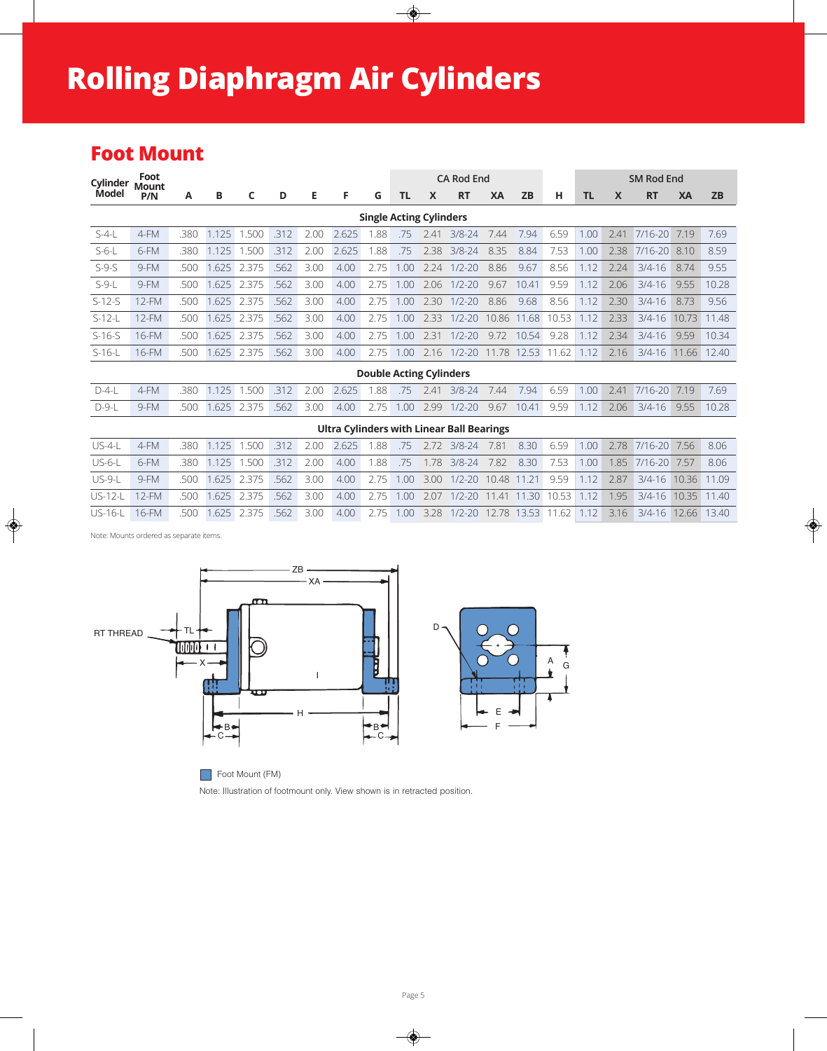# Rolling Diaphragm Air Cylinders

## Foot Mount

| Cylinder Model | Foot Mount P/N | A | B | C | D | E | F | G | CA Rod End | | | | | H | SM Rod End | | | | |
|---|---|---|---|---|---|---|---|---|---|---|---|---|---|---|---|---|---|---|---|
| | | | | | | | | | TL | X | RT | XA | ZB | | TL | X | RT | XA | ZB |
| **Single Acting Cylinders** | | | | | | | | | | | | | | | | | | | |
| S-4-L | 4-FM | .380 | 1.125 | 1.500 | .312 | 2.00 | 2.625 | 1.88 | .75 | 2.41 | 3/8-24 | 7.44 | 7.94 | 6.59 | 1.00 | 2.41 | 7/16-20 | 7.19 | 7.69 |
| S-6-L | 6-FM | .380 | 1.125 | 1.500 | .312 | 2.00 | 2.625 | 1.88 | .75 | 2.38 | 3/8-24 | 8.35 | 8.84 | 7.53 | 1.00 | 2.38 | 7/16-20 | 8.10 | 8.59 |
| S-9-S | 9-FM | .500 | 1.625 | 2.375 | .562 | 3.00 | 4.00 | 2.75 | 1.00 | 2.24 | 1/2-20 | 8.86 | 9.67 | 8.56 | 1.12 | 2.24 | 3/4-16 | 8.74 | 9.55 |
| S-9-L | 9-FM | .500 | 1.625 | 2.375 | .562 | 3.00 | 4.00 | 2.75 | 1.00 | 2.06 | 1/2-20 | 9.67 | 10.41 | 9.59 | 1.12 | 2.06 | 3/4-16 | 9.55 | 10.28 |
| S-12-S | 12-FM | .500 | 1.625 | 2.375 | .562 | 3.00 | 4.00 | 2.75 | 1.00 | 2.30 | 1/2-20 | 8.86 | 9.68 | 8.56 | 1.12 | 2.30 | 3/4-16 | 8.73 | 9.56 |
| S-12-L | 12-FM | .500 | 1.625 | 2.375 | .562 | 3.00 | 4.00 | 2.75 | 1.00 | 2.33 | 1/2-20 | 10.86 | 11.68 | 10.53 | 1.12 | 2.33 | 3/4-16 | 10.73 | 11.48 |
| S-16-S | 16-FM | .500 | 1.625 | 2.375 | .562 | 3.00 | 4.00 | 2.75 | 1.00 | 2.31 | 1/2-20 | 9.72 | 10.54 | 9.28 | 1.12 | 2.34 | 3/4-16 | 9.59 | 10.34 |
| S-16-L | 16-FM | .500 | 1.625 | 2.375 | .562 | 3.00 | 4.00 | 2.75 | 1.00 | 2.16 | 1/2-20 | 11.78 | 12.53 | 11.62 | 1.12 | 2.16 | 3/4-16 | 11.66 | 12.40 |
| **Double Acting Cylinders** | | | | | | | | | | | | | | | | | | | |
| D-4-L | 4-FM | .380 | 1.125 | 1.500 | .312 | 2.00 | 2.625 | 1.88 | .75 | 2.41 | 3/8-24 | 7.44 | 7.94 | 6.59 | 1.00 | 2.41 | 7/16-20 | 7.19 | 7.69 |
| D-9-L | 9-FM | .500 | 1.625 | 2.375 | .562 | 3.00 | 4.00 | 2.75 | 1.00 | 2.99 | 1/2-20 | 9.67 | 10.41 | 9.59 | 1.12 | 2.06 | 3/4-16 | 9.55 | 10.28 |
| **Ultra Cylinders with Linear Ball Bearings** | | | | | | | | | | | | | | | | | | | |
| US-4-L | 4-FM | .380 | 1.125 | 1.500 | .312 | 2.00 | 2.625 | 1.88 | .75 | 2.72 | 3/8-24 | 7.81 | 8.30 | 6.59 | 1.00 | 2.78 | 7/16-20 | 7.56 | 8.06 |
| US-6-L | 6-FM | .380 | 1.125 | 1.500 | .312 | 2.00 | 4.00 | 1.88 | .75 | 1.78 | 3/8-24 | 7.82 | 8.30 | 7.53 | 1.00 | 1.85 | 7/16-20 | 7.57 | 8.06 |
| US-9-L | 9-FM | .500 | 1.625 | 2.375 | .562 | 3.00 | 4.00 | 2.75 | 1.00 | 3.00 | 1/2-20 | 10.48 | 11.21 | 9.59 | 1.12 | 2.87 | 3/4-16 | 10.36 | 11.09 |
| US-12-L | 12-FM | .500 | 1.625 | 2.375 | .562 | 3.00 | 4.00 | 2.75 | 1.00 | 2.07 | 1/2-20 | 11.41 | 11.30 | 10.53 | 1.12 | 1.95 | 3/4-16 | 10.35 | 11.40 |
| US-16-L | 16-FM | .500 | 1.625 | 2.375 | .562 | 3.00 | 4.00 | 2.75 | 1.00 | 3.28 | 1/2-20 | 12.78 | 13.53 | 11.62 | 1.12 | 3.16 | 3/4-16 | 12.66 | 13.40 |

Note: Mounts ordered as separate items.

RT THREAD, TL, X, ZB, XA, H, B, C, D, A, G, E, F

Foot Mount (FM)

Note: Illustration of footmount only. View shown is in retracted position.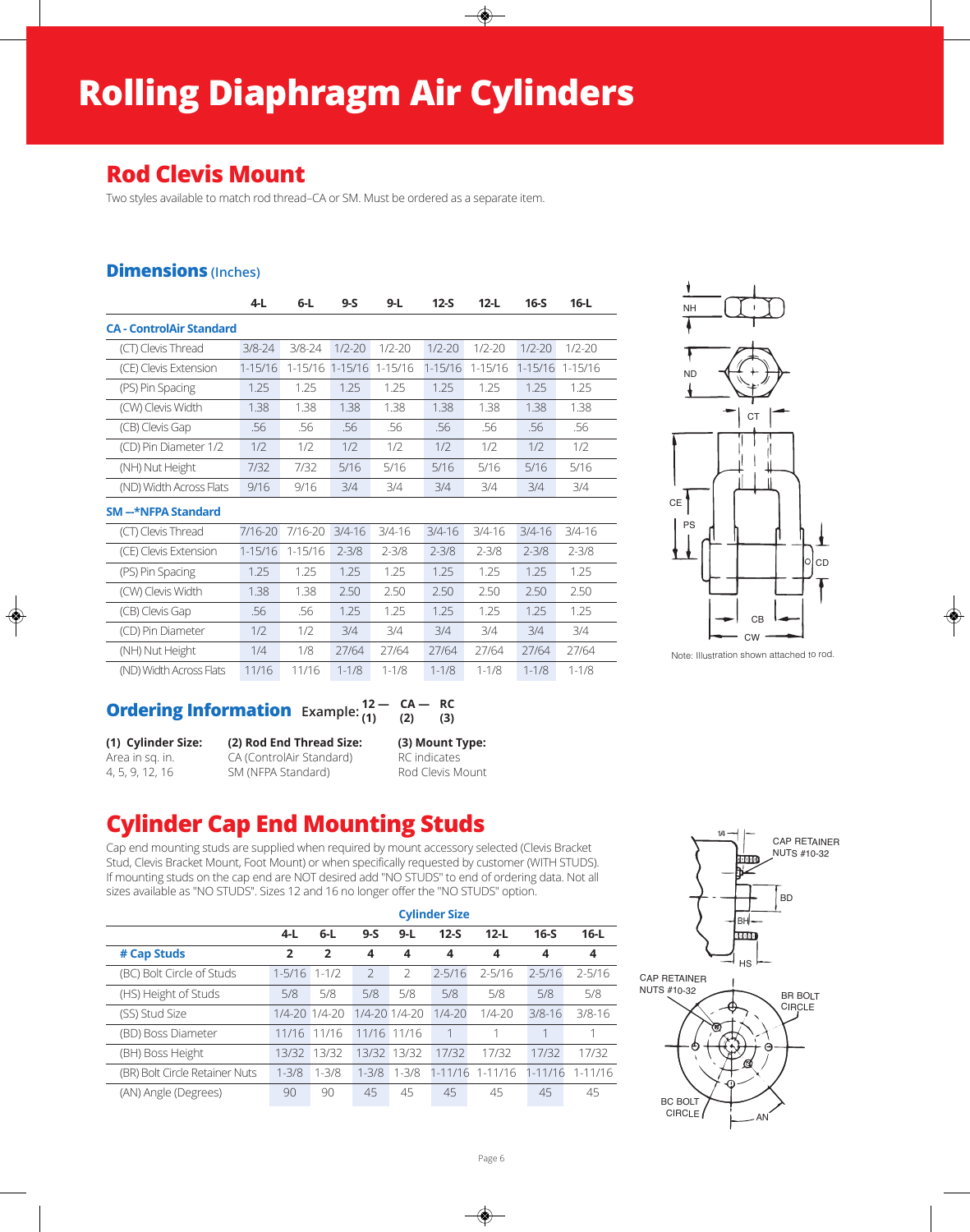# Rolling Diaphragm Air Cylinders

## Rod Clevis Mount

Two styles available to match rod thread–CA or SM. Must be ordered as a separate item.

### Dimensions (Inches)

| | 4-L | 6-L | 9-S | 9-L | 12-S | 12-L | 16-S | 16-L |
|---|---|---|---|---|---|---|---|---|
| **CA - ControlAir Standard** | | | | | | | | |
| (CT) Clevis Thread | 3/8-24 | 3/8-24 | 1/2-20 | 1/2-20 | 1/2-20 | 1/2-20 | 1/2-20 | 1/2-20 |
| (CE) Clevis Extension | 1-15/16 | 1-15/16 | 1-15/16 | 1-15/16 | 1-15/16 | 1-15/16 | 1-15/16 | 1-15/16 |
| (PS) Pin Spacing | 1.25 | 1.25 | 1.25 | 1.25 | 1.25 | 1.25 | 1.25 | 1.25 |
| (CW) Clevis Width | 1.38 | 1.38 | 1.38 | 1.38 | 1.38 | 1.38 | 1.38 | 1.38 |
| (CB) Clevis Gap | .56 | .56 | .56 | .56 | .56 | .56 | .56 | .56 |
| (CD) Pin Diameter 1/2 | 1/2 | 1/2 | 1/2 | 1/2 | 1/2 | 1/2 | 1/2 | 1/2 |
| (NH) Nut Height | 7/32 | 7/32 | 5/16 | 5/16 | 5/16 | 5/16 | 5/16 | 5/16 |
| (ND) Width Across Flats | 9/16 | 9/16 | 3/4 | 3/4 | 3/4 | 3/4 | 3/4 | 3/4 |
| **SM --*NFPA Standard** | | | | | | | | |
| (CT) Clevis Thread | 7/16-20 | 7/16-20 | 3/4-16 | 3/4-16 | 3/4-16 | 3/4-16 | 3/4-16 | 3/4-16 |
| (CE) Clevis Extension | 1-15/16 | 1-15/16 | 2-3/8 | 2-3/8 | 2-3/8 | 2-3/8 | 2-3/8 | 2-3/8 |
| (PS) Pin Spacing | 1.25 | 1.25 | 1.25 | 1.25 | 1.25 | 1.25 | 1.25 | 1.25 |
| (CW) Clevis Width | 1.38 | 1.38 | 2.50 | 2.50 | 2.50 | 2.50 | 2.50 | 2.50 |
| (CB) Clevis Gap | .56 | .56 | 1.25 | 1.25 | 1.25 | 1.25 | 1.25 | 1.25 |
| (CD) Pin Diameter | 1/2 | 1/2 | 3/4 | 3/4 | 3/4 | 3/4 | 3/4 | 3/4 |
| (NH) Nut Height | 1/4 | 1/8 | 27/64 | 27/64 | 27/64 | 27/64 | 27/64 | 27/64 |
| (ND) Width Across Flats | 11/16 | 11/16 | 1-1/8 | 1-1/8 | 1-1/8 | 1-1/8 | 1-1/8 | 1-1/8 |

Note: Illustration shown attached to rod.

### Ordering Information

Example: 12 — CA — RC
(1) (2) (3)

**(1) Cylinder Size:**
Area in sq. in.
4, 5, 9, 12, 16

**(2) Rod End Thread Size:**
CA (ControlAir Standard)
SM (NFPA Standard)

**(3) Mount Type:**
RC indicates
Rod Clevis Mount

## Cylinder Cap End Mounting Studs

Cap end mounting studs are supplied when required by mount accessory selected (Clevis Bracket Stud, Clevis Bracket Mount, Foot Mount) or when specifically requested by customer (WITH STUDS). If mounting studs on the cap end are NOT desired add "NO STUDS" to end of ordering data. Not all sizes available as "NO STUDS". Sizes 12 and 16 no longer offer the "NO STUDS" option.

| | Cylinder Size | | | | | | | |
|---|---|---|---|---|---|---|---|---|
| | 4-L | 6-L | 9-S | 9-L | 12-S | 12-L | 16-S | 16-L |
| **# Cap Studs** | **2** | **2** | **4** | **4** | **4** | **4** | **4** | **4** |
| (BC) Bolt Circle of Studs | 1-5/16 | 1-1/2 | 2 | 2 | 2-5/16 | 2-5/16 | 2-5/16 | 2-5/16 |
| (HS) Height of Studs | 5/8 | 5/8 | 5/8 | 5/8 | 5/8 | 5/8 | 5/8 | 5/8 |
| (SS) Stud Size | 1/4-20 | 1/4-20 | 1/4-20 | 1/4-20 | 1/4-20 | 1/4-20 | 3/8-16 | 3/8-16 |
| (BD) Boss Diameter | 11/16 | 11/16 | 11/16 | 11/16 | 1 | 1 | 1 | 1 |
| (BH) Boss Height | 13/32 | 13/32 | 13/32 | 13/32 | 17/32 | 17/32 | 17/32 | 17/32 |
| (BR) Bolt Circle Retainer Nuts | 1-3/8 | 1-3/8 | 1-3/8 | 1-3/8 | 1-11/16 | 1-11/16 | 1-11/16 | 1-11/16 |
| (AN) Angle (Degrees) | 90 | 90 | 45 | 45 | 45 | 45 | 45 | 45 |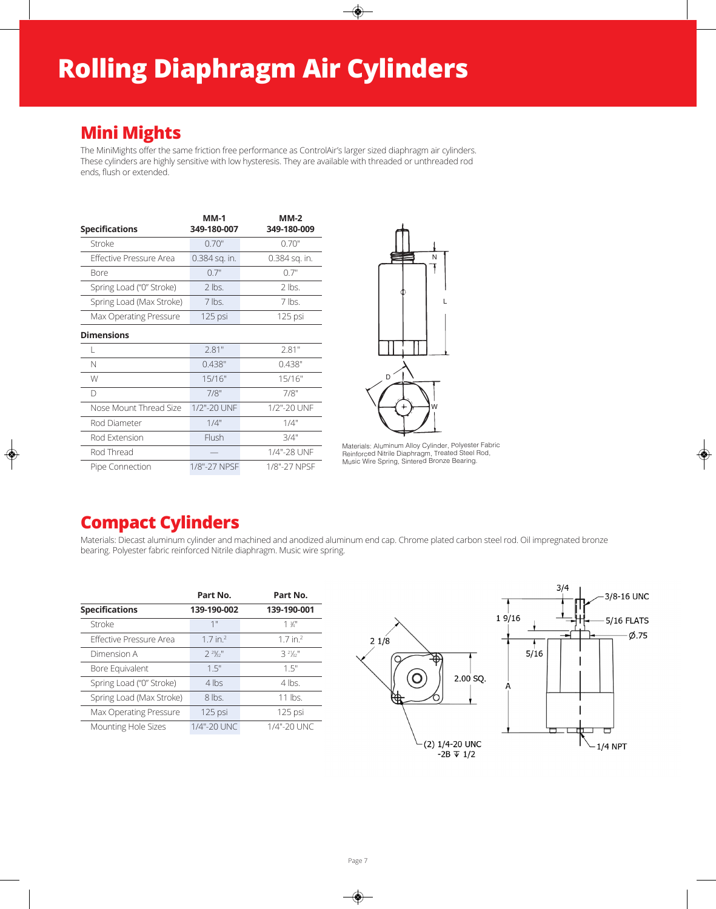# Rolling Diaphragm Air Cylinders

## Mini Mights

The MiniMights offer the same friction free performance as ControlAir's larger sized diaphragm air cylinders. These cylinders are highly sensitive with low hysteresis. They are available with threaded or unthreaded rod ends, flush or extended.

| Specifications | MM-1 349-180-007 | MM-2 349-180-009 |
|---|---|---|
| Stroke | 0.70" | 0.70" |
| Effective Pressure Area | 0.384 sq. in. | 0.384 sq. in. |
| Bore | 0.7" | 0.7" |
| Spring Load ("0" Stroke) | 2 lbs. | 2 lbs. |
| Spring Load (Max Stroke) | 7 lbs. | 7 lbs. |
| Max Operating Pressure | 125 psi | 125 psi |
| **Dimensions** | | |
| L | 2.81" | 2.81" |
| N | 0.438" | 0.438" |
| W | 15/16" | 15/16" |
| D | 7/8" | 7/8" |
| Nose Mount Thread Size | 1/2"-20 UNF | 1/2"-20 UNF |
| Rod Diameter | 1/4" | 1/4" |
| Rod Extension | Flush | 3/4" |
| Rod Thread | — | 1/4"-28 UNF |
| Pipe Connection | 1/8"-27 NPSF | 1/8"-27 NPSF |

Materials: Aluminum Alloy Cylinder, Polyester Fabric Reinforced Nitrile Diaphragm, Treated Steel Rod, Music Wire Spring, Sintered Bronze Bearing.

## Compact Cylinders

Materials: Diecast aluminum cylinder and machined and anodized aluminum end cap. Chrome plated carbon steel rod. Oil impregnated bronze bearing. Polyester fabric reinforced Nitrile diaphragm. Music wire spring.

| Specifications | Part No. 139-190-002 | Part No. 139-190-001 |
|---|---|---|
| Stroke | 1" | 1 ¾" |
| Effective Pressure Area | 1.7 in.$^2$ | 1.7 in.$^2$ |
| Dimension A | 2 23/32" | 3 21/32" |
| Bore Equivalent | 1.5" | 1.5" |
| Spring Load ("0" Stroke) | 4 lbs | 4 lbs. |
| Spring Load (Max Stroke) | 8 lbs. | 11 lbs. |
| Max Operating Pressure | 125 psi | 125 psi |
| Mounting Hole Sizes | 1/4"-20 UNC | 1/4"-20 UNC |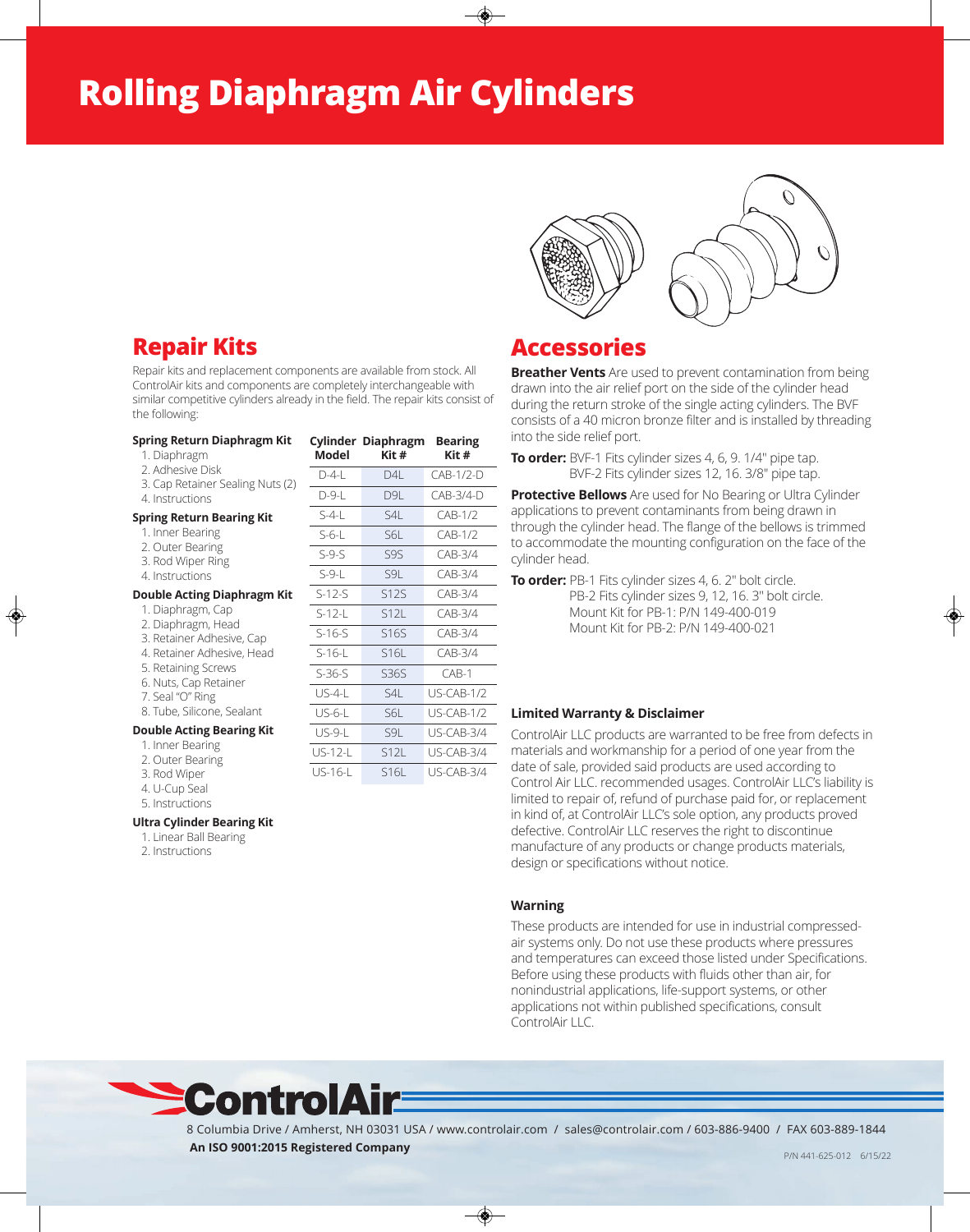# Rolling Diaphragm Air Cylinders

## Repair Kits

Repair kits and replacement components are available from stock. All ControlAir kits and components are completely interchangeable with similar competitive cylinders already in the field. The repair kits consist of the following:

**Spring Return Diaphragm Kit**

1. Diaphragm
2. Adhesive Disk
3. Cap Retainer Sealing Nuts (2)
4. Instructions

**Spring Return Bearing Kit**

1. Inner Bearing
2. Outer Bearing
3. Rod Wiper Ring
4. Instructions

**Double Acting Diaphragm Kit**

1. Diaphragm, Cap
2. Diaphragm, Head
3. Retainer Adhesive, Cap
4. Retainer Adhesive, Head
5. Retaining Screws
6. Nuts, Cap Retainer
7. Seal "O" Ring
8. Tube, Silicone, Sealant

**Double Acting Bearing Kit**

1. Inner Bearing
2. Outer Bearing
3. Rod Wiper
4. U-Cup Seal
5. Instructions

**Ultra Cylinder Bearing Kit**

1. Linear Ball Bearing
2. Instructions

| Cylinder Model | Diaphragm Kit # | Bearing Kit # |
|---|---|---|
| D-4-L | D4L | CAB-1/2-D |
| D-9-L | D9L | CAB-3/4-D |
| S-4-L | S4L | CAB-1/2 |
| S-6-L | S6L | CAB-1/2 |
| S-9-S | S9S | CAB-3/4 |
| S-9-L | S9L | CAB-3/4 |
| S-12-S | S12S | CAB-3/4 |
| S-12-L | S12L | CAB-3/4 |
| S-16-S | S16S | CAB-3/4 |
| S-16-L | S16L | CAB-3/4 |
| S-36-S | S36S | CAB-1 |
| US-4-L | S4L | US-CAB-1/2 |
| US-6-L | S6L | US-CAB-1/2 |
| US-9-L | S9L | US-CAB-3/4 |
| US-12-L | S12L | US-CAB-3/4 |
| US-16-L | S16L | US-CAB-3/4 |

## Accessories

**Breather Vents** Are used to prevent contamination from being drawn into the air relief port on the side of the cylinder head during the return stroke of the single acting cylinders. The BVF consists of a 40 micron bronze filter and is installed by threading into the side relief port.

**To order:** BVF-1 Fits cylinder sizes 4, 6, 9. 1/4" pipe tap.
BVF-2 Fits cylinder sizes 12, 16. 3/8" pipe tap.

**Protective Bellows** Are used for No Bearing or Ultra Cylinder applications to prevent contaminants from being drawn in through the cylinder head. The flange of the bellows is trimmed to accommodate the mounting configuration on the face of the cylinder head.

**To order:** PB-1 Fits cylinder sizes 4, 6. 2" bolt circle.
PB-2 Fits cylinder sizes 9, 12, 16. 3" bolt circle.
Mount Kit for PB-1: P/N 149-400-019
Mount Kit for PB-2: P/N 149-400-021

### Limited Warranty & Disclaimer

ControlAir LLC products are warranted to be free from defects in materials and workmanship for a period of one year from the date of sale, provided said products are used according to Control Air LLC. recommended usages. ControlAir LLC's liability is limited to repair of, refund of purchase paid for, or replacement in kind of, at ControlAir LLC's sole option, any products proved defective. ControlAir LLC reserves the right to discontinue manufacture of any products or change products materials, design or specifications without notice.

### Warning

These products are intended for use in industrial compressed-air systems only. Do not use these products where pressures and temperatures can exceed those listed under Specifications. Before using these products with fluids other than air, for nonindustrial applications, life-support systems, or other applications not within published specifications, consult ControlAir LLC.

ControlAir

8 Columbia Drive / Amherst, NH 03031 USA / www.controlair.com / sales@controlair.com / 603-886-9400 / FAX 603-889-1844

**An ISO 9001:2015 Registered Company**

P/N 441-625-012 6/15/22